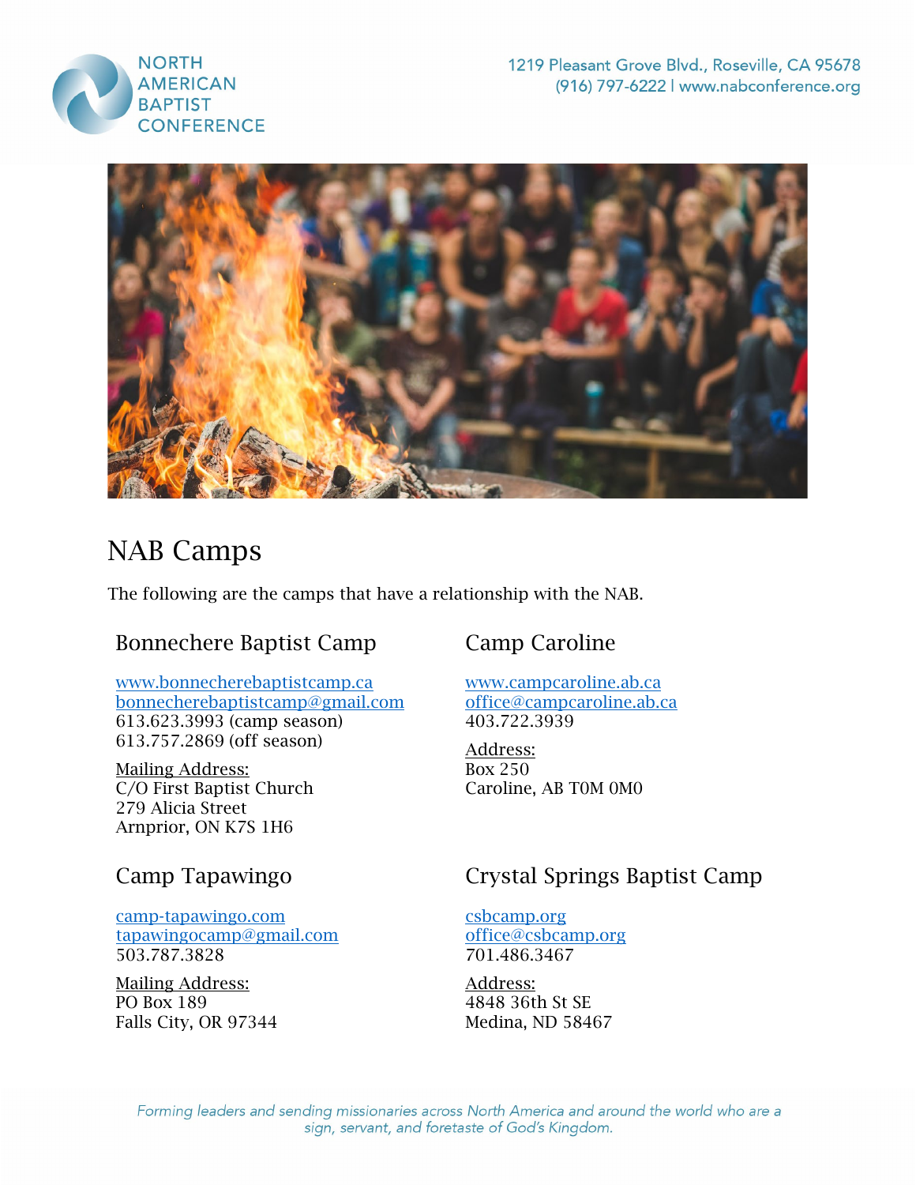NORTH AMERICAN BAPTIST CONFERENCE

1219 Pleasant Grove Blvd., Roseville, CA 95678
(916) 797-6222 | www.nabconference.org

# NAB Camps

The following are the camps that have a relationship with the NAB.

## Bonnechere Baptist Camp

www.bonnecherebaptistcamp.ca
bonnecherebaptistcamp@gmail.com
613.623.3993 (camp season)
613.757.2869 (off season)

Mailing Address:
C/O First Baptist Church
279 Alicia Street
Arnprior, ON K7S 1H6

## Camp Caroline

www.campcaroline.ab.ca
office@campcaroline.ab.ca
403.722.3939

Address:
Box 250
Caroline, AB T0M 0M0

## Camp Tapawingo

camp-tapawingo.com
tapawingocamp@gmail.com
503.787.3828

Mailing Address:
PO Box 189
Falls City, OR 97344

## Crystal Springs Baptist Camp

csbcamp.org
office@csbcamp.org
701.486.3467

Address:
4848 36th St SE
Medina, ND 58467

*Forming leaders and sending missionaries across North America and around the world who are a sign, servant, and foretaste of God's Kingdom.*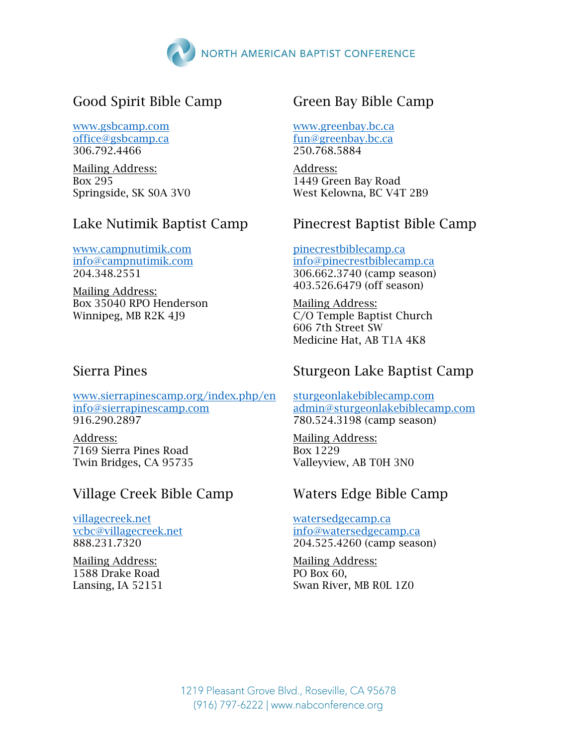## Good Spirit Bible Camp

www.gsbcamp.com
office@gsbcamp.ca
306.792.4466

Mailing Address:
Box 295
Springside, SK S0A 3V0

## Green Bay Bible Camp

www.greenbay.bc.ca
fun@greenbay.bc.ca
250.768.5884

Address:
1449 Green Bay Road
West Kelowna, BC V4T 2B9

## Lake Nutimik Baptist Camp

www.campnutimik.com
info@campnutimik.com
204.348.2551

Mailing Address:
Box 35040 RPO Henderson
Winnipeg, MB R2K 4J9

## Pinecrest Baptist Bible Camp

pinecrestbiblecamp.ca
info@pinecrestbiblecamp.ca
306.662.3740 (camp season)
403.526.6479 (off season)

Mailing Address:
C/O Temple Baptist Church
606 7th Street SW
Medicine Hat, AB T1A 4K8

## Sierra Pines

www.sierrapinescamp.org/index.php/en
info@sierrapinescamp.com
916.290.2897

Address:
7169 Sierra Pines Road
Twin Bridges, CA 95735

## Sturgeon Lake Baptist Camp

sturgeonlakebiblecamp.com
admin@sturgeonlakebiblecamp.com
780.524.3198 (camp season)

Mailing Address:
Box 1229
Valleyview, AB T0H 3N0

## Village Creek Bible Camp

villagecreek.net
vcbc@villagecreek.net
888.231.7320

Mailing Address:
1588 Drake Road
Lansing, IA 52151

## Waters Edge Bible Camp

watersedgecamp.ca
info@watersedgecamp.ca
204.525.4260 (camp season)

Mailing Address:
PO Box 60,
Swan River, MB R0L 1Z0